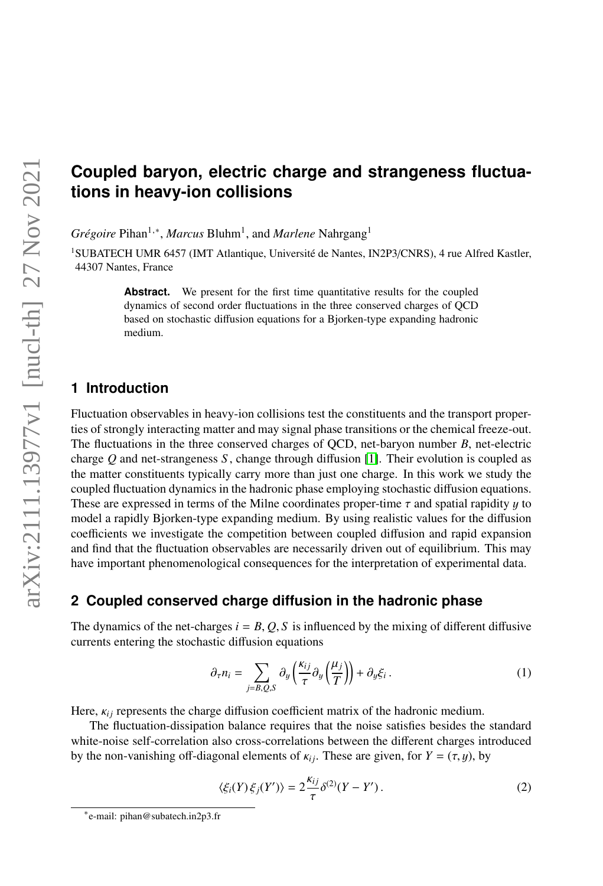# Coupled baryon, electric charge and strangeness fluctuations in heavy-ion collisions

*Grégoire* Pihan[1,*], *Marcus* Bluhm[1], and *Marlene* Nahrgang[1]

[1]SUBATECH UMR 6457 (IMT Atlantique, Université de Nantes, IN2P3/CNRS), 4 rue Alfred Kastler, 44307 Nantes, France

**Abstract.** We present for the first time quantitative results for the coupled dynamics of second order fluctuations in the three conserved charges of QCD based on stochastic diffusion equations for a Bjorken-type expanding hadronic medium.

## 1 Introduction

Fluctuation observables in heavy-ion collisions test the constituents and the transport properties of strongly interacting matter and may signal phase transitions or the chemical freeze-out. The fluctuations in the three conserved charges of QCD, net-baryon number $B$, net-electric charge $Q$ and net-strangeness $S$, change through diffusion [1]. Their evolution is coupled as the matter constituents typically carry more than just one charge. In this work we study the coupled fluctuation dynamics in the hadronic phase employing stochastic diffusion equations. These are expressed in terms of the Milne coordinates proper-time $\tau$ and spatial rapidity $y$ to model a rapidly Bjorken-type expanding medium. By using realistic values for the diffusion coefficients we investigate the competition between coupled diffusion and rapid expansion and find that the fluctuation observables are necessarily driven out of equilibrium. This may have important phenomenological consequences for the interpretation of experimental data.

## 2 Coupled conserved charge diffusion in the hadronic phase

The dynamics of the net-charges $i = B, Q, S$ is influenced by the mixing of different diffusive currents entering the stochastic diffusion equations

$$\partial_\tau n_i = \sum_{j=B,Q,S} \partial_y \left( \frac{\kappa_{ij}}{\tau} \partial_y \left( \frac{\mu_j}{T} \right) \right) + \partial_y \xi_i \, . \tag{1}$$

Here, $\kappa_{ij}$ represents the charge diffusion coefficient matrix of the hadronic medium.

The fluctuation-dissipation balance requires that the noise satisfies besides the standard white-noise self-correlation also cross-correlations between the different charges introduced by the non-vanishing off-diagonal elements of $\kappa_{ij}$. These are given, for $Y = (\tau, y)$, by

$$\langle \xi_i(Y)\, \xi_j(Y') \rangle = 2 \frac{\kappa_{ij}}{\tau} \delta^{(2)}(Y - Y') \, . \tag{2}$$

*e-mail: pihan@subatech.in2p3.fr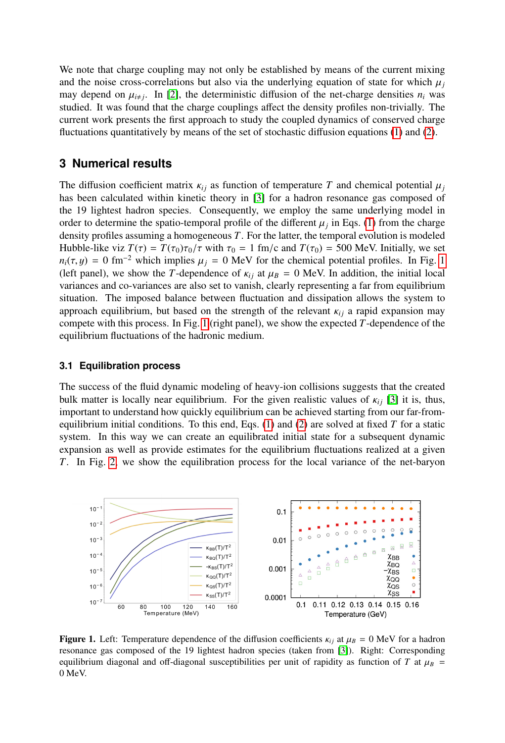We note that charge coupling may not only be established by means of the current mixing and the noise cross-correlations but also via the underlying equation of state for which $\mu_j$ may depend on $\mu_{i\neq j}$. In [2], the deterministic diffusion of the net-charge densities $n_i$ was studied. It was found that the charge couplings affect the density profiles non-trivially. The current work presents the first approach to study the coupled dynamics of conserved charge fluctuations quantitatively by means of the set of stochastic diffusion equations (1) and (2).

## 3 Numerical results

The diffusion coefficient matrix $\kappa_{ij}$ as function of temperature $T$ and chemical potential $\mu_j$ has been calculated within kinetic theory in [3] for a hadron resonance gas composed of the 19 lightest hadron species. Consequently, we employ the same underlying model in order to determine the spatio-temporal profile of the different $\mu_j$ in Eqs. (1) from the charge density profiles assuming a homogeneous $T$. For the latter, the temporal evolution is modeled Hubble-like viz $T(\tau) = T(\tau_0)\tau_0/\tau$ with $\tau_0 = 1$ fm/c and $T(\tau_0) = 500$ MeV. Initially, we set $n_i(\tau, y) = 0$ fm$^{-2}$ which implies $\mu_j = 0$ MeV for the chemical potential profiles. In Fig. 1 (left panel), we show the $T$-dependence of $\kappa_{ij}$ at $\mu_B = 0$ MeV. In addition, the initial local variances and co-variances are also set to vanish, clearly representing a far from equilibrium situation. The imposed balance between fluctuation and dissipation allows the system to approach equilibrium, but based on the strength of the relevant $\kappa_{ij}$ a rapid expansion may compete with this process. In Fig. 1 (right panel), we show the expected $T$-dependence of the equilibrium fluctuations of the hadronic medium.

### 3.1 Equilibration process

The success of the fluid dynamic modeling of heavy-ion collisions suggests that the created bulk matter is locally near equilibrium. For the given realistic values of $\kappa_{ij}$ [3] it is, thus, important to understand how quickly equilibrium can be achieved starting from our far-from-equilibrium initial conditions. To this end, Eqs. (1) and (2) are solved at fixed $T$ for a static system. In this way we can create an equilibrated initial state for a subsequent dynamic expansion as well as provide estimates for the equilibrium fluctuations realized at a given $T$. In Fig. 2 we show the equilibration process for the local variance of the net-baryon

**Figure 1.** Left: Temperature dependence of the diffusion coefficients $\kappa_{ij}$ at $\mu_B = 0$ MeV for a hadron resonance gas composed of the 19 lightest hadron species (taken from [3]). Right: Corresponding equilibrium diagonal and off-diagonal susceptibilities per unit of rapidity as function of $T$ at $\mu_B = 0$ MeV.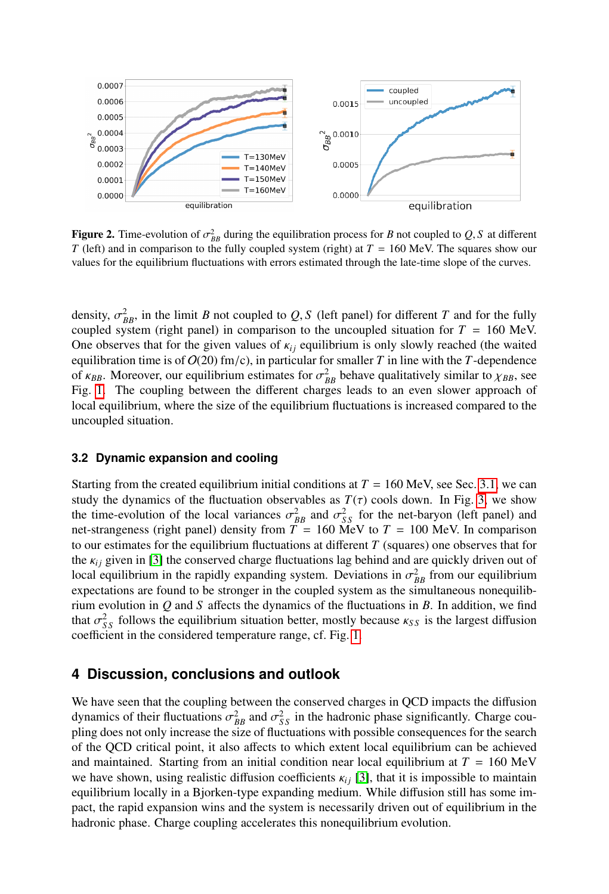**Figure 2.** Time-evolution of $\sigma^2_{BB}$ during the equilibration process for $B$ not coupled to $Q, S$ at different $T$ (left) and in comparison to the fully coupled system (right) at $T = 160$ MeV. The squares show our values for the equilibrium fluctuations with errors estimated through the late-time slope of the curves.

density, $\sigma^2_{BB}$, in the limit $B$ not coupled to $Q, S$ (left panel) for different $T$ and for the fully coupled system (right panel) in comparison to the uncoupled situation for $T = 160$ MeV. One observes that for the given values of $\kappa_{ij}$ equilibrium is only slowly reached (the waited equilibration time is of $O(20)$ fm/c), in particular for smaller $T$ in line with the $T$-dependence of $\kappa_{BB}$. Moreover, our equilibrium estimates for $\sigma^2_{BB}$ behave qualitatively similar to $\chi_{BB}$, see Fig. 1. The coupling between the different charges leads to an even slower approach of local equilibrium, where the size of the equilibrium fluctuations is increased compared to the uncoupled situation.

### 3.2 Dynamic expansion and cooling

Starting from the created equilibrium initial conditions at $T = 160$ MeV, see Sec. 3.1, we can study the dynamics of the fluctuation observables as $T(\tau)$ cools down. In Fig. 3, we show the time-evolution of the local variances $\sigma^2_{BB}$ and $\sigma^2_{SS}$ for the net-baryon (left panel) and net-strangeness (right panel) density from $T = 160$ MeV to $T = 100$ MeV. In comparison to our estimates for the equilibrium fluctuations at different $T$ (squares) one observes that for the $\kappa_{ij}$ given in [3] the conserved charge fluctuations lag behind and are quickly driven out of local equilibrium in the rapidly expanding system. Deviations in $\sigma^2_{BB}$ from our equilibrium expectations are found to be stronger in the coupled system as the simultaneous nonequilibrium evolution in $Q$ and $S$ affects the dynamics of the fluctuations in $B$. In addition, we find that $\sigma^2_{SS}$ follows the equilibrium situation better, mostly because $\kappa_{SS}$ is the largest diffusion coefficient in the considered temperature range, cf. Fig. 1.

## 4 Discussion, conclusions and outlook

We have seen that the coupling between the conserved charges in QCD impacts the diffusion dynamics of their fluctuations $\sigma^2_{BB}$ and $\sigma^2_{SS}$ in the hadronic phase significantly. Charge coupling does not only increase the size of fluctuations with possible consequences for the search of the QCD critical point, it also affects to which extent local equilibrium can be achieved and maintained. Starting from an initial condition near local equilibrium at $T = 160$ MeV we have shown, using realistic diffusion coefficients $\kappa_{ij}$ [3], that it is impossible to maintain equilibrium locally in a Bjorken-type expanding medium. While diffusion still has some impact, the rapid expansion wins and the system is necessarily driven out of equilibrium in the hadronic phase. Charge coupling accelerates this nonequilibrium evolution.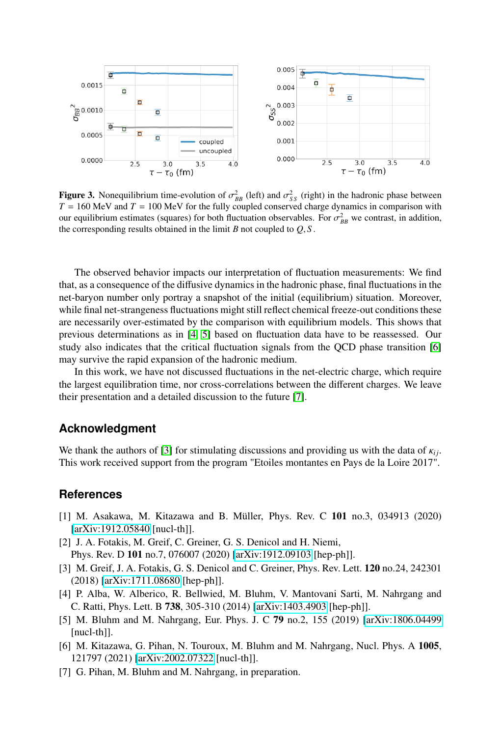$\sigma_{BB}^2$

0.0015

0.0010

0.0005

0.0000

2.5 3.0 3.5 4.0

$\tau - \tau_0$ (fm)

coupled

uncoupled

$\sigma_{SS}^2$

0.005

0.004

0.003

0.002

0.001

0.000

2.5 3.0 3.5 4.0

$\tau - \tau_0$ (fm)

**Figure 3.** Nonequilibrium time-evolution of $\sigma^2_{BB}$ (left) and $\sigma^2_{SS}$ (right) in the hadronic phase between $T = 160$ MeV and $T = 100$ MeV for the fully coupled conserved charge dynamics in comparison with our equilibrium estimates (squares) for both fluctuation observables. For $\sigma^2_{BB}$ we contrast, in addition, the corresponding results obtained in the limit $B$ not coupled to $Q, S$.

The observed behavior impacts our interpretation of fluctuation measurements: We find that, as a consequence of the diffusive dynamics in the hadronic phase, final fluctuations in the net-baryon number only portray a snapshot of the initial (equilibrium) situation. Moreover, while final net-strangeness fluctuations might still reflect chemical freeze-out conditions these are necessarily over-estimated by the comparison with equilibrium models. This shows that previous determinations as in [4, 5] based on fluctuation data have to be reassessed. Our study also indicates that the critical fluctuation signals from the QCD phase transition [6] may survive the rapid expansion of the hadronic medium.

In this work, we have not discussed fluctuations in the net-electric charge, which require the largest equilibration time, nor cross-correlations between the different charges. We leave their presentation and a detailed discussion to the future [7].

## Acknowledgment

We thank the authors of [3] for stimulating discussions and providing us with the data of $\kappa_{ij}$. This work received support from the program "Etoiles montantes en Pays de la Loire 2017".

## References

[1] M. Asakawa, M. Kitazawa and B. Müller, Phys. Rev. C **101** no.3, 034913 (2020) [arXiv:1912.05840 [nucl-th]].

[2] J. A. Fotakis, M. Greif, C. Greiner, G. S. Denicol and H. Niemi, Phys. Rev. D **101** no.7, 076007 (2020) [arXiv:1912.09103 [hep-ph]].

[3] M. Greif, J. A. Fotakis, G. S. Denicol and C. Greiner, Phys. Rev. Lett. **120** no.24, 242301 (2018) [arXiv:1711.08680 [hep-ph]].

[4] P. Alba, W. Alberico, R. Bellwied, M. Bluhm, V. Mantovani Sarti, M. Nahrgang and C. Ratti, Phys. Lett. B **738**, 305-310 (2014) [arXiv:1403.4903 [hep-ph]].

[5] M. Bluhm and M. Nahrgang, Eur. Phys. J. C **79** no.2, 155 (2019) [arXiv:1806.04499 [nucl-th]].

[6] M. Kitazawa, G. Pihan, N. Touroux, M. Bluhm and M. Nahrgang, Nucl. Phys. A **1005**, 121797 (2021) [arXiv:2002.07322 [nucl-th]].

[7] G. Pihan, M. Bluhm and M. Nahrgang, in preparation.